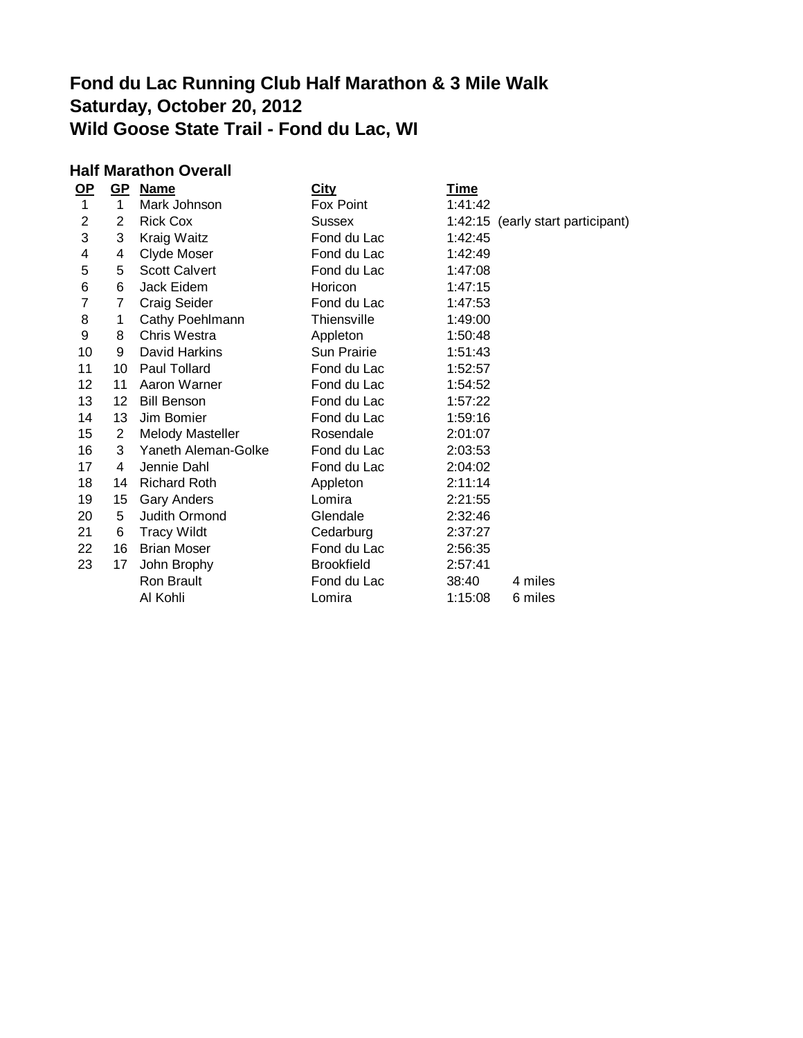# Fond du Lac Running Club Half Marathon & 3 Mile Walk
# Saturday, October 20, 2012
# Wild Goose State Trail - Fond du Lac, WI

### Half Marathon Overall

| OP | GP | Name | City | Time | |
|---|---|---|---|---|---|
| 1 | 1 | Mark Johnson | Fox Point | 1:41:42 | |
| 2 | 2 | Rick Cox | Sussex | 1:42:15 | (early start participant) |
| 3 | 3 | Kraig Waitz | Fond du Lac | 1:42:45 | |
| 4 | 4 | Clyde Moser | Fond du Lac | 1:42:49 | |
| 5 | 5 | Scott Calvert | Fond du Lac | 1:47:08 | |
| 6 | 6 | Jack Eidem | Horicon | 1:47:15 | |
| 7 | 7 | Craig Seider | Fond du Lac | 1:47:53 | |
| 8 | 1 | Cathy Poehlmann | Thiensville | 1:49:00 | |
| 9 | 8 | Chris Westra | Appleton | 1:50:48 | |
| 10 | 9 | David Harkins | Sun Prairie | 1:51:43 | |
| 11 | 10 | Paul Tollard | Fond du Lac | 1:52:57 | |
| 12 | 11 | Aaron Warner | Fond du Lac | 1:54:52 | |
| 13 | 12 | Bill Benson | Fond du Lac | 1:57:22 | |
| 14 | 13 | Jim Bomier | Fond du Lac | 1:59:16 | |
| 15 | 2 | Melody Masteller | Rosendale | 2:01:07 | |
| 16 | 3 | Yaneth Aleman-Golke | Fond du Lac | 2:03:53 | |
| 17 | 4 | Jennie Dahl | Fond du Lac | 2:04:02 | |
| 18 | 14 | Richard Roth | Appleton | 2:11:14 | |
| 19 | 15 | Gary Anders | Lomira | 2:21:55 | |
| 20 | 5 | Judith Ormond | Glendale | 2:32:46 | |
| 21 | 6 | Tracy Wildt | Cedarburg | 2:37:27 | |
| 22 | 16 | Brian Moser | Fond du Lac | 2:56:35 | |
| 23 | 17 | John Brophy | Brookfield | 2:57:41 | |
| | | Ron Brault | Fond du Lac | 38:40 | 4 miles |
| | | Al Kohli | Lomira | 1:15:08 | 6 miles |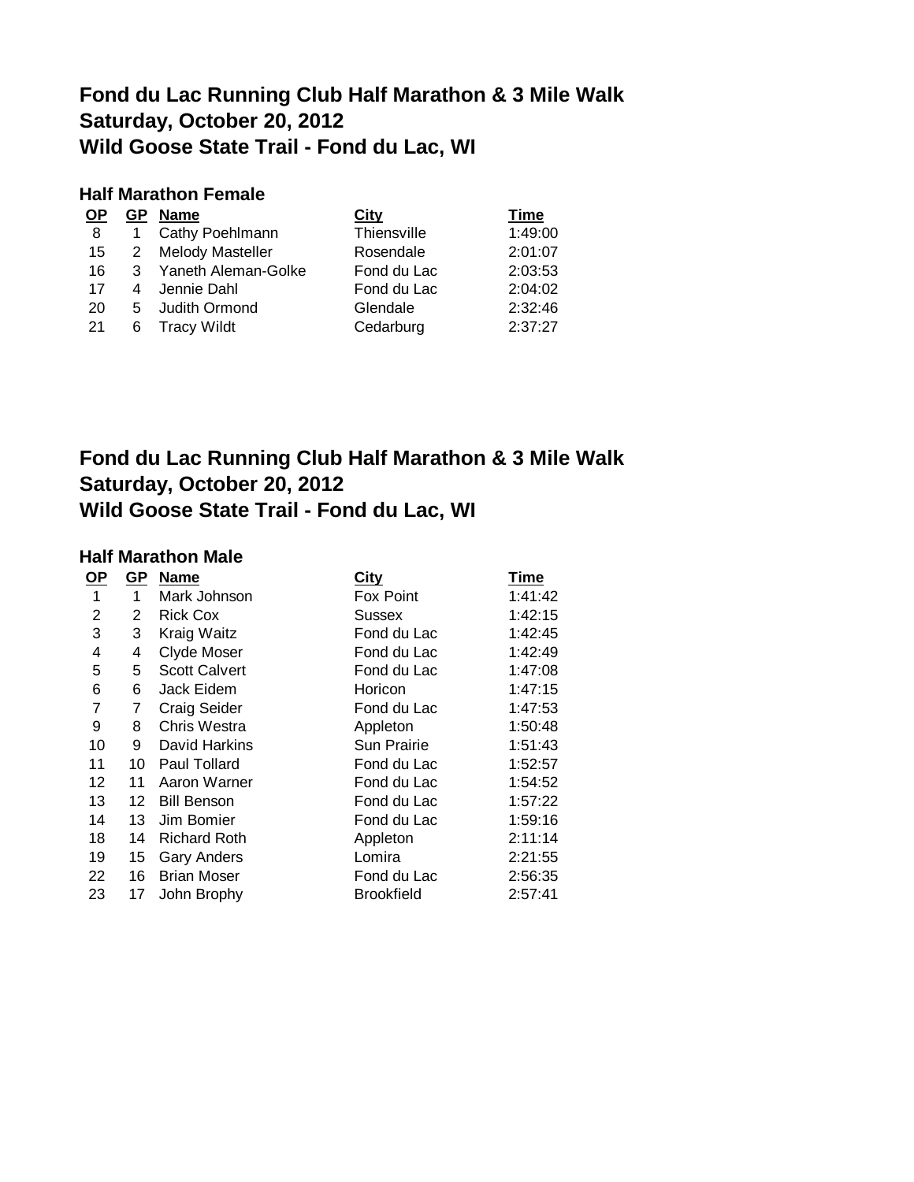# Fond du Lac Running Club Half Marathon & 3 Mile Walk
# Saturday, October 20, 2012
# Wild Goose State Trail - Fond du Lac, WI

### Half Marathon Female

| OP | GP | Name | City | Time |
|---|---|---|---|---|
| 8 | 1 | Cathy Poehlmann | Thiensville | 1:49:00 |
| 15 | 2 | Melody Masteller | Rosendale | 2:01:07 |
| 16 | 3 | Yaneth Aleman-Golke | Fond du Lac | 2:03:53 |
| 17 | 4 | Jennie Dahl | Fond du Lac | 2:04:02 |
| 20 | 5 | Judith Ormond | Glendale | 2:32:46 |
| 21 | 6 | Tracy Wildt | Cedarburg | 2:37:27 |

# Fond du Lac Running Club Half Marathon & 3 Mile Walk
# Saturday, October 20, 2012
# Wild Goose State Trail - Fond du Lac, WI

### Half Marathon Male

| OP | GP | Name | City | Time |
|---|---|---|---|---|
| 1 | 1 | Mark Johnson | Fox Point | 1:41:42 |
| 2 | 2 | Rick Cox | Sussex | 1:42:15 |
| 3 | 3 | Kraig Waitz | Fond du Lac | 1:42:45 |
| 4 | 4 | Clyde Moser | Fond du Lac | 1:42:49 |
| 5 | 5 | Scott Calvert | Fond du Lac | 1:47:08 |
| 6 | 6 | Jack Eidem | Horicon | 1:47:15 |
| 7 | 7 | Craig Seider | Fond du Lac | 1:47:53 |
| 9 | 8 | Chris Westra | Appleton | 1:50:48 |
| 10 | 9 | David Harkins | Sun Prairie | 1:51:43 |
| 11 | 10 | Paul Tollard | Fond du Lac | 1:52:57 |
| 12 | 11 | Aaron Warner | Fond du Lac | 1:54:52 |
| 13 | 12 | Bill Benson | Fond du Lac | 1:57:22 |
| 14 | 13 | Jim Bomier | Fond du Lac | 1:59:16 |
| 18 | 14 | Richard Roth | Appleton | 2:11:14 |
| 19 | 15 | Gary Anders | Lomira | 2:21:55 |
| 22 | 16 | Brian Moser | Fond du Lac | 2:56:35 |
| 23 | 17 | John Brophy | Brookfield | 2:57:41 |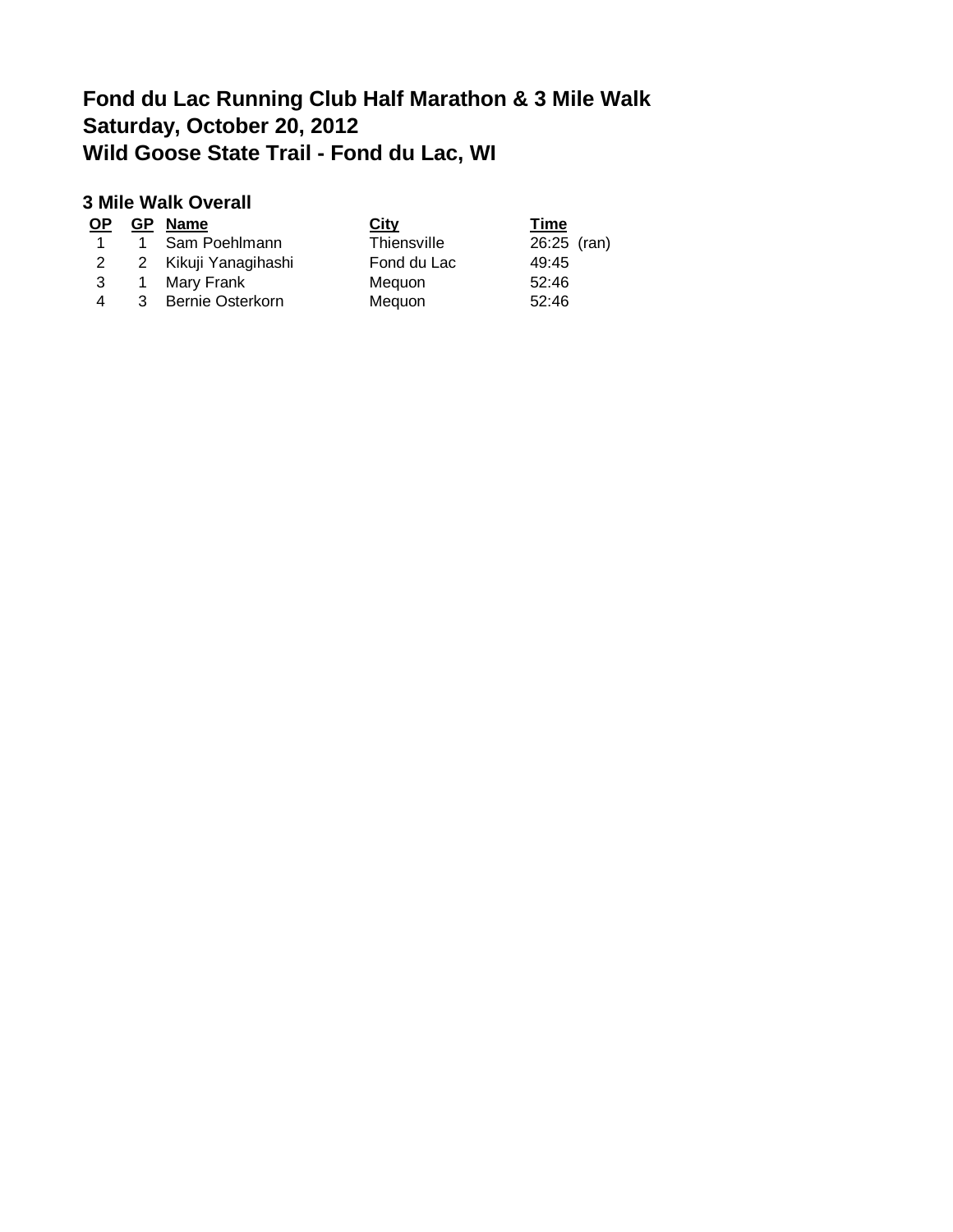# Fond du Lac Running Club Half Marathon & 3 Mile Walk
# Saturday, October 20, 2012
# Wild Goose State Trail - Fond du Lac, WI

### 3 Mile Walk Overall

| OP | GP | Name | City | Time |
|---|---|---|---|---|
| 1 | 1 | Sam Poehlmann | Thiensville | 26:25 (ran) |
| 2 | 2 | Kikuji Yanagihashi | Fond du Lac | 49:45 |
| 3 | 1 | Mary Frank | Mequon | 52:46 |
| 4 | 3 | Bernie Osterkorn | Mequon | 52:46 |